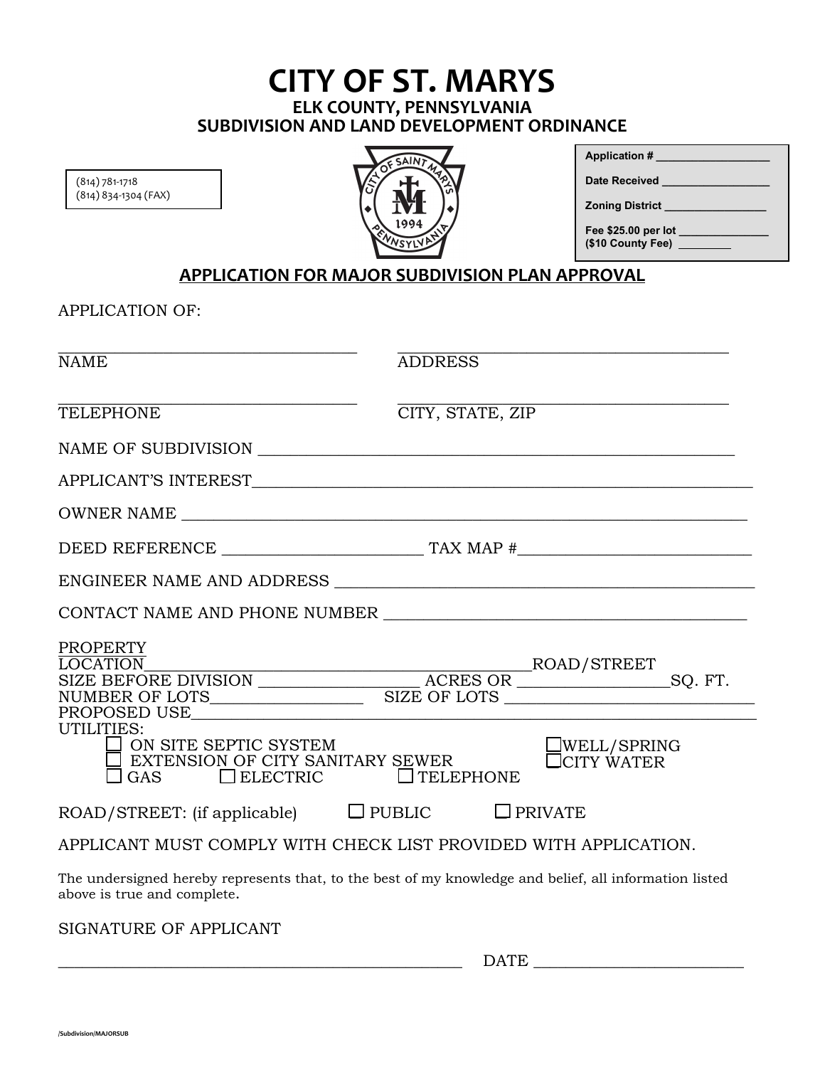# CITY OF ST. MARYS

## ELK COUNTY, PENNSYLVANIA
## SUBDIVISION AND LAND DEVELOPMENT ORDINANCE

(814) 781-1718
(814) 834-1304 (FAX)

**Application #** ___________________

**Date Received** _________________

**Zoning District** _________________

**Fee $25.00 per lot** _______________
**($10 County Fee)** _________

## APPLICATION FOR MAJOR SUBDIVISION PLAN APPROVAL

APPLICATION OF:

___________________________________ ___________________________________
NAME ADDRESS

___________________________________ ___________________________________
TELEPHONE CITY, STATE, ZIP

NAME OF SUBDIVISION ___________________________________________________________

APPLICANT'S INTEREST___________________________________________________________

OWNER NAME ___________________________________________________________________

DEED REFERENCE ________________________ TAX MAP #___________________________

ENGINEER NAME AND ADDRESS ____________________________________________________

CONTACT NAME AND PHONE NUMBER ________________________________________________

PROPERTY
LOCATION_____________________________________________ROAD/STREET
SIZE BEFORE DIVISION ___________________ ACRES OR __________________SQ. FT.
NUMBER OF LOTS__________________ SIZE OF LOTS _____________________________
PROPOSED USE__________________________________________________________________
UTILITIES:

- ☐ ON SITE SEPTIC SYSTEM
- ☐ EXTENSION OF CITY SANITARY SEWER
- ☐ GAS
- ☐ ELECTRIC
- ☐ TELEPHONE
- ☐ WELL/SPRING
- ☐ CITY WATER

ROAD/STREET: (if applicable) ☐ PUBLIC ☐ PRIVATE

APPLICANT MUST COMPLY WITH CHECK LIST PROVIDED WITH APPLICATION.

The undersigned hereby represents that, to the best of my knowledge and belief, all information listed above is true and complete.

SIGNATURE OF APPLICANT

_____________________________________________________ DATE ___________________________

/Subdivision/MAJORSUB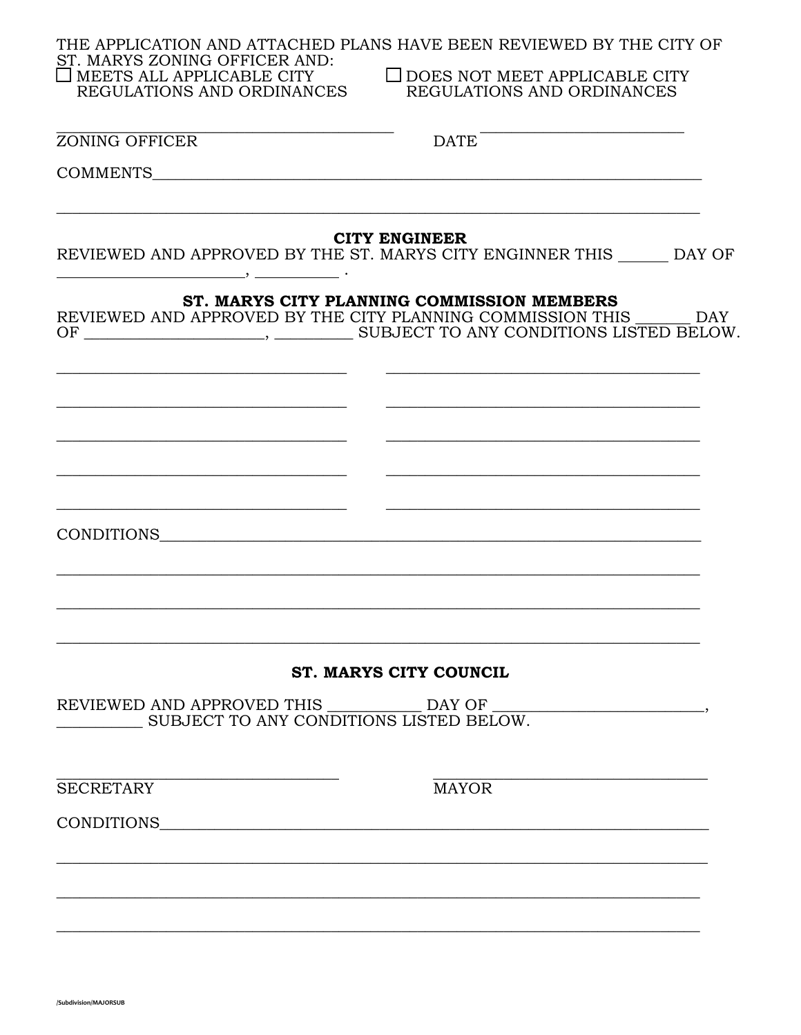THE APPLICATION AND ATTACHED PLANS HAVE BEEN REVIEWED BY THE CITY OF ST. MARYS ZONING OFFICER AND:

☐ MEETS ALL APPLICABLE CITY REGULATIONS AND ORDINANCES ☐ DOES NOT MEET APPLICABLE CITY REGULATIONS AND ORDINANCES

___________________________________________ ___________________________

ZONING OFFICER DATE

COMMENTS___________________________________________________________________

_____________________________________________________________________________

**CITY ENGINEER**

REVIEWED AND APPROVED BY THE ST. MARYS CITY ENGINNER THIS ______ DAY OF ________________________, __________ .

**ST. MARYS CITY PLANNING COMMISSION MEMBERS**

REVIEWED AND APPROVED BY THE CITY PLANNING COMMISSION THIS _______ DAY OF _______________________, __________ SUBJECT TO ANY CONDITIONS LISTED BELOW.

_____________________________________ _______________________________________

_____________________________________ _______________________________________

_____________________________________ _______________________________________

_____________________________________ _______________________________________

_____________________________________ _______________________________________

CONDITIONS_________________________________________________________________

_____________________________________________________________________________

_____________________________________________________________________________

_____________________________________________________________________________

**ST. MARYS CITY COUNCIL**

REVIEWED AND APPROVED THIS ____________ DAY OF ___________________________, ___________ SUBJECT TO ANY CONDITIONS LISTED BELOW.

___________________________________ ___________________________________

SECRETARY MAYOR

CONDITIONS__________________________________________________________________

_____________________________________________________________________________

_____________________________________________________________________________

_____________________________________________________________________________

/Subdivision/MAJORSUB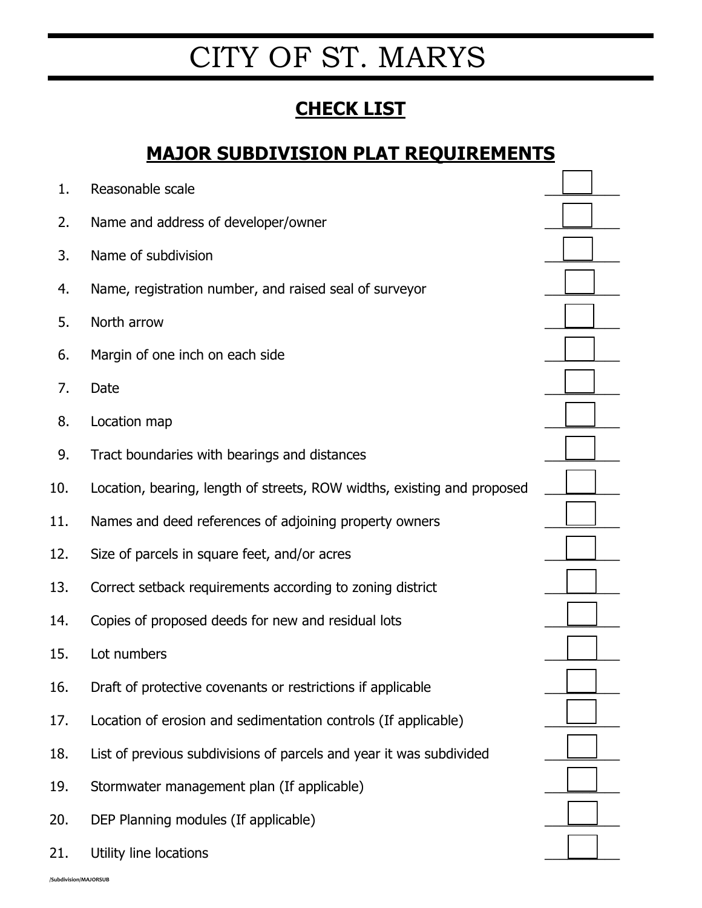# CITY OF ST. MARYS

## CHECK LIST

## MAJOR SUBDIVISION PLAT REQUIREMENTS

1. Reasonable scale ☐
2. Name and address of developer/owner ☐
3. Name of subdivision ☐
4. Name, registration number, and raised seal of surveyor ☐
5. North arrow ☐
6. Margin of one inch on each side ☐
7. Date ☐
8. Location map ☐
9. Tract boundaries with bearings and distances ☐
10. Location, bearing, length of streets, ROW widths, existing and proposed ☐
11. Names and deed references of adjoining property owners ☐
12. Size of parcels in square feet, and/or acres ☐
13. Correct setback requirements according to zoning district ☐
14. Copies of proposed deeds for new and residual lots ☐
15. Lot numbers ☐
16. Draft of protective covenants or restrictions if applicable ☐
17. Location of erosion and sedimentation controls (If applicable) ☐
18. List of previous subdivisions of parcels and year it was subdivided ☐
19. Stormwater management plan (If applicable) ☐
20. DEP Planning modules (If applicable) ☐
21. Utility line locations ☐

/Subdivision/MAJORSUB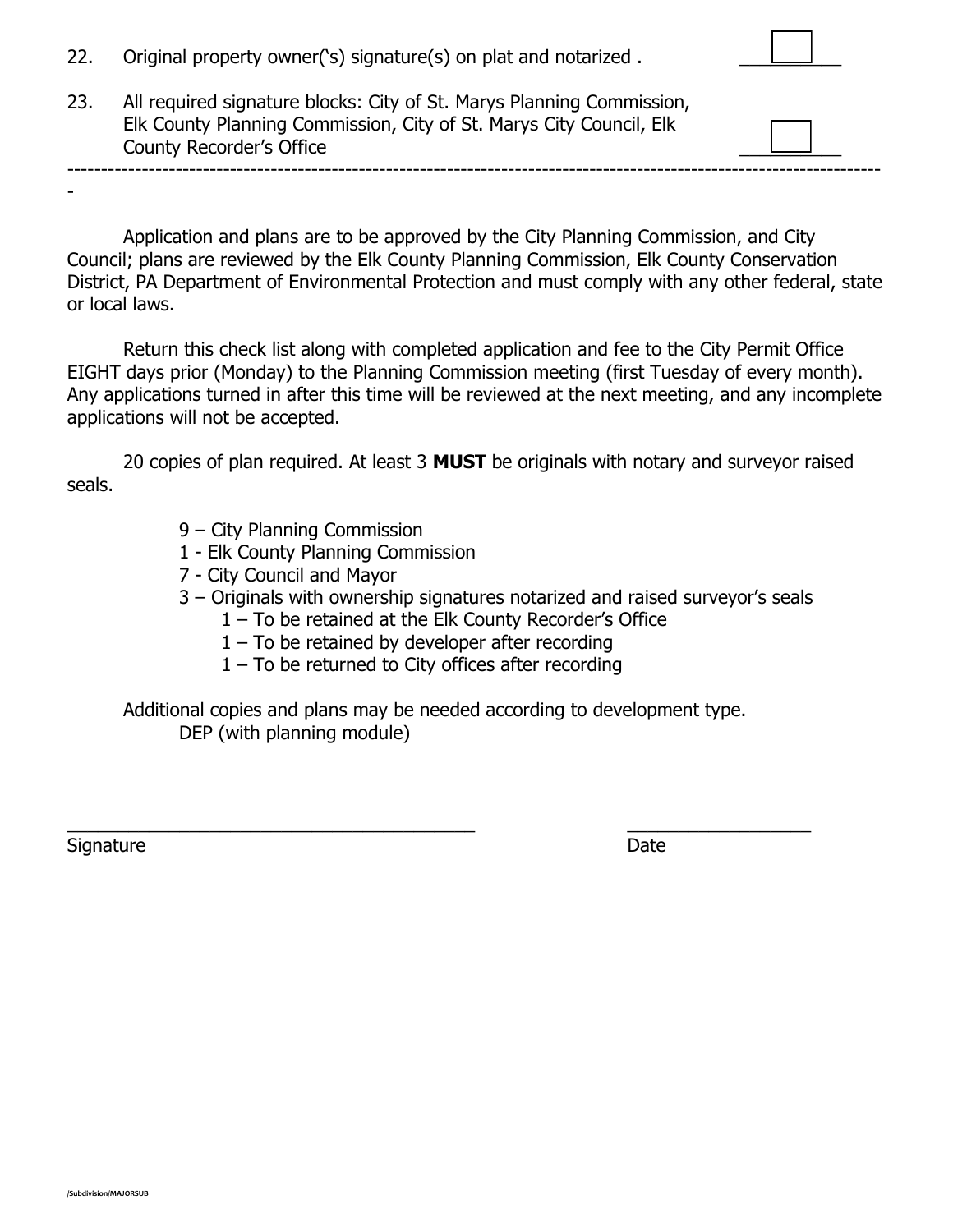22. Original property owner('s) signature(s) on plat and notarized . ☐

23. All required signature blocks: City of St. Marys Planning Commission, Elk County Planning Commission, City of St. Marys City Council, Elk County Recorder's Office ☐

---

Application and plans are to be approved by the City Planning Commission, and City Council; plans are reviewed by the Elk County Planning Commission, Elk County Conservation District, PA Department of Environmental Protection and must comply with any other federal, state or local laws.

Return this check list along with completed application and fee to the City Permit Office EIGHT days prior (Monday) to the Planning Commission meeting (first Tuesday of every month). Any applications turned in after this time will be reviewed at the next meeting, and any incomplete applications will not be accepted.

20 copies of plan required. At least 3 **MUST** be originals with notary and surveyor raised seals.

- 9 – City Planning Commission
- 1 - Elk County Planning Commission
- 7 - City Council and Mayor
- 3 – Originals with ownership signatures notarized and raised surveyor's seals
  - 1 – To be retained at the Elk County Recorder's Office
  - 1 – To be retained by developer after recording
  - 1 – To be returned to City offices after recording

Additional copies and plans may be needed according to development type.
DEP (with planning module)

\_\_\_\_\_\_\_\_\_\_\_\_\_\_\_\_\_\_\_\_\_\_\_\_\_\_\_\_\_\_\_\_\_\_\_\_\_\_\_\_ \_\_\_\_\_\_\_\_\_\_\_\_\_\_\_\_\_\_
Signature Date

/Subdivision/MAJORSUB